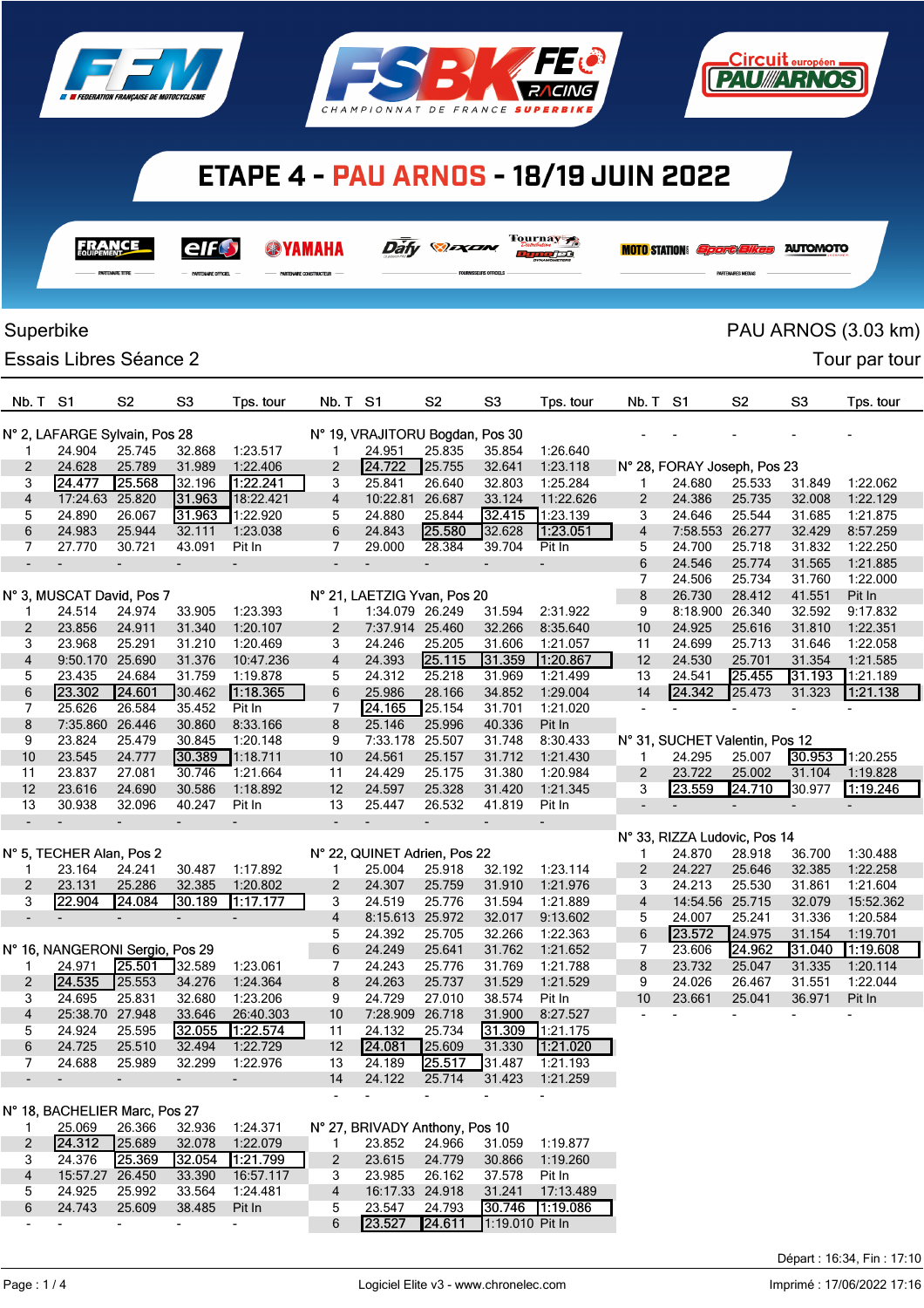# ETAPE 4 - PAU ARNOS - 18/19 JUIN 2022

CHAMPIONNAT DE FRANCE SUPERBIKE

Superbike — PAU ARNOS (3.03 km)

Essais Libres Séance 2 — Tour par tour

### N° 2, LAFARGE Sylvain, Pos 28

| Nb. T | S1 | S2 | S3 | Tps. tour |
|---|---|---|---|---|
| 1 | 24.904 | 25.745 | 32.868 | 1:23.517 |
| 2 | 24.628 | 25.789 | 31.989 | 1:22.406 |
| 3 | 24.477 | 25.568 | 32.196 | 1:22.241 |
| 4 | 17:24.63 | 25.820 | 31.963 | 18:22.421 |
| 5 | 24.890 | 26.067 | 31.963 | 1:22.920 |
| 6 | 24.983 | 25.944 | 32.111 | 1:23.038 |
| 7 | 27.770 | 30.721 | 43.091 | Pit In |
| - | - | - | - | - |

### N° 3, MUSCAT David, Pos 7

| Nb. T | S1 | S2 | S3 | Tps. tour |
|---|---|---|---|---|
| 1 | 24.514 | 24.974 | 33.905 | 1:23.393 |
| 2 | 23.856 | 24.911 | 31.340 | 1:20.107 |
| 3 | 23.968 | 25.291 | 31.210 | 1:20.469 |
| 4 | 9:50.170 | 25.690 | 31.376 | 10:47.236 |
| 5 | 23.435 | 24.684 | 31.759 | 1:19.878 |
| 6 | 23.302 | 24.601 | 30.462 | 1:18.365 |
| 7 | 25.626 | 26.584 | 35.452 | Pit In |
| 8 | 7:35.860 | 26.446 | 30.860 | 8:33.166 |
| 9 | 23.824 | 25.479 | 30.845 | 1:20.148 |
| 10 | 23.545 | 24.777 | 30.389 | 1:18.711 |
| 11 | 23.837 | 27.081 | 30.746 | 1:21.664 |
| 12 | 23.616 | 24.690 | 30.586 | 1:18.892 |
| 13 | 30.938 | 32.096 | 40.247 | Pit In |
| - | - | - | - | - |

### N° 5, TECHER Alan, Pos 2

| Nb. T | S1 | S2 | S3 | Tps. tour |
|---|---|---|---|---|
| 1 | 23.164 | 24.241 | 30.487 | 1:17.892 |
| 2 | 23.131 | 25.286 | 32.385 | 1:20.802 |
| 3 | 22.904 | 24.084 | 30.189 | 1:17.177 |
| - | - | - | - | - |

### N° 16, NANGERONI Sergio, Pos 29

| Nb. T | S1 | S2 | S3 | Tps. tour |
|---|---|---|---|---|
| 1 | 24.971 | 25.501 | 32.589 | 1:23.061 |
| 2 | 24.535 | 25.553 | 34.276 | 1:24.364 |
| 3 | 24.695 | 25.831 | 32.680 | 1:23.206 |
| 4 | 25:38.70 | 27.948 | 33.646 | 26:40.303 |
| 5 | 24.924 | 24.595 | 32.055 | 1:22.574 |
| 6 | 24.725 | 25.510 | 32.494 | 1:22.729 |
| 7 | 24.688 | 25.989 | 32.299 | 1:22.976 |
| - | - | - | - | - |

### N° 18, BACHELIER Marc, Pos 27

| Nb. T | S1 | S2 | S3 | Tps. tour |
|---|---|---|---|---|
| 1 | 25.069 | 26.366 | 32.936 | 1:24.371 |
| 2 | 24.312 | 25.689 | 32.078 | 1:22.079 |
| 3 | 24.376 | 25.369 | 32.054 | 1:21.799 |
| 4 | 15:57.27 | 26.450 | 33.390 | 16:57.117 |
| 5 | 24.925 | 25.992 | 33.564 | 1:24.481 |
| 6 | 24.743 | 25.609 | 38.485 | Pit In |
| - | - | - | - | - |

### N° 19, VRAJITORU Bogdan, Pos 30

| Nb. T | S1 | S2 | S3 | Tps. tour |
|---|---|---|---|---|
| 1 | 24.951 | 25.835 | 35.854 | 1:26.640 |
| 2 | 24.722 | 25.755 | 32.641 | 1:23.118 |
| 3 | 25.841 | 26.640 | 32.803 | 1:25.284 |
| 4 | 10:22.81 | 26.687 | 33.124 | 11:22.626 |
| 5 | 24.880 | 25.844 | 32.415 | 1:23.139 |
| 6 | 24.843 | 25.580 | 32.628 | 1:23.051 |
| 7 | 29.000 | 28.384 | 39.704 | Pit In |
| - | - | - | - | - |

### N° 21, LAETZIG Yvan, Pos 20

| Nb. T | S1 | S2 | S3 | Tps. tour |
|---|---|---|---|---|
| 1 | 1:34.079 | 26.249 | 31.594 | 2:31.922 |
| 2 | 7:37.914 | 25.460 | 32.266 | 8:35.640 |
| 3 | 24.246 | 25.205 | 31.606 | 1:21.057 |
| 4 | 24.393 | 25.115 | 31.359 | 1:20.867 |
| 5 | 24.312 | 25.218 | 31.969 | 1:21.499 |
| 6 | 25.986 | 28.166 | 34.852 | 1:29.004 |
| 7 | 24.165 | 25.154 | 31.701 | 1:21.020 |
| 8 | 25.146 | 25.996 | 40.336 | Pit In |
| 9 | 7:33.178 | 25.507 | 31.748 | 8:30.433 |
| 10 | 24.561 | 25.157 | 31.712 | 1:21.430 |
| 11 | 24.429 | 25.175 | 31.380 | 1:20.984 |
| 12 | 24.597 | 25.328 | 31.420 | 1:21.345 |
| 13 | 25.447 | 26.532 | 41.819 | Pit In |
| - | - | - | - | - |

### N° 22, QUINET Adrien, Pos 22

| Nb. T | S1 | S2 | S3 | Tps. tour |
|---|---|---|---|---|
| 1 | 25.004 | 25.918 | 32.192 | 1:23.114 |
| 2 | 24.307 | 25.759 | 31.910 | 1:21.976 |
| 3 | 24.519 | 25.776 | 31.594 | 1:21.889 |
| 4 | 8:15.613 | 25.972 | 32.017 | 9:13.602 |
| 5 | 24.392 | 25.705 | 32.266 | 1:22.363 |
| 6 | 24.249 | 25.641 | 31.762 | 1:21.652 |
| 7 | 24.243 | 25.776 | 31.769 | 1:21.788 |
| 8 | 24.263 | 25.737 | 31.529 | 1:21.529 |
| 9 | 24.729 | 27.010 | 38.574 | Pit In |
| 10 | 7:28.909 | 26.718 | 31.900 | 8:27.527 |
| 11 | 24.132 | 25.734 | 31.309 | 1:21.175 |
| 12 | 24.081 | 25.609 | 31.330 | 1:21.020 |
| 13 | 24.189 | 25.517 | 31.487 | 1:21.193 |
| 14 | 24.122 | 25.714 | 31.423 | 1:21.259 |
| - | - | - | - | - |

### N° 27, BRIVADY Anthony, Pos 10

| Nb. T | S1 | S2 | S3 | Tps. tour |
|---|---|---|---|---|
| 1 | 23.852 | 24.966 | 31.059 | 1:19.877 |
| 2 | 23.615 | 24.779 | 30.866 | 1:19.260 |
| 3 | 23.985 | 26.162 | 37.578 | Pit In |
| 4 | 16:17.33 | 24.918 | 31.241 | 17:13.489 |
| 5 | 23.547 | 24.793 | 30.746 | 1:19.086 |
| 6 | 23.527 | 24.611 | 1:19.010 | Pit In |
| - | - | - | - | - |

### N° 28, FORAY Joseph, Pos 23

| Nb. T | S1 | S2 | S3 | Tps. tour |
|---|---|---|---|---|
| 1 | 24.680 | 25.533 | 31.849 | 1:22.062 |
| 2 | 24.386 | 25.735 | 32.008 | 1:22.129 |
| 3 | 24.646 | 25.544 | 31.685 | 1:21.875 |
| 4 | 7:58.553 | 26.277 | 32.429 | 8:57.259 |
| 5 | 24.700 | 25.718 | 31.832 | 1:22.250 |
| 6 | 24.546 | 25.774 | 31.565 | 1:21.885 |
| 7 | 24.506 | 25.734 | 31.760 | 1:22.000 |
| 8 | 26.730 | 28.412 | 41.551 | Pit In |
| 9 | 8:18.900 | 26.340 | 32.592 | 9:17.832 |
| 10 | 24.925 | 25.616 | 31.810 | 1:22.351 |
| 11 | 24.699 | 25.713 | 31.646 | 1:22.058 |
| 12 | 24.530 | 25.701 | 31.354 | 1:21.585 |
| 13 | 24.541 | 25.455 | 31.193 | 1:21.189 |
| 14 | 24.342 | 25.473 | 31.323 | 1:21.138 |
| - | - | - | - | - |

### N° 31, SUCHET Valentin, Pos 12

| Nb. T | S1 | S2 | S3 | Tps. tour |
|---|---|---|---|---|
| 1 | 24.295 | 25.007 | 30.953 | 1:20.255 |
| 2 | 23.722 | 25.002 | 31.104 | 1:19.828 |
| 3 | 23.559 | 24.710 | 30.977 | 1:19.246 |
| - | - | - | - | - |

### N° 33, RIZZA Ludovic, Pos 14

| Nb. T | S1 | S2 | S3 | Tps. tour |
|---|---|---|---|---|
| 1 | 24.870 | 28.918 | 36.700 | 1:30.488 |
| 2 | 24.227 | 25.646 | 32.385 | 1:22.258 |
| 3 | 24.213 | 25.530 | 31.861 | 1:21.604 |
| 4 | 14:54.56 | 25.715 | 32.079 | 15:52.362 |
| 5 | 24.007 | 25.241 | 31.336 | 1:20.584 |
| 6 | 23.572 | 24.975 | 31.154 | 1:19.701 |
| 7 | 23.606 | 24.962 | 31.040 | 1:19.608 |
| 8 | 23.732 | 25.047 | 31.335 | 1:20.114 |
| 9 | 24.026 | 26.467 | 31.551 | 1:22.044 |
| 10 | 23.661 | 25.041 | 36.971 | Pit In |
| - | - | - | - | - |

Départ : 16:34, Fin : 17:10

Logiciel Elite v3 - www.chronelec.com

Imprimé : 17/06/2022 17:16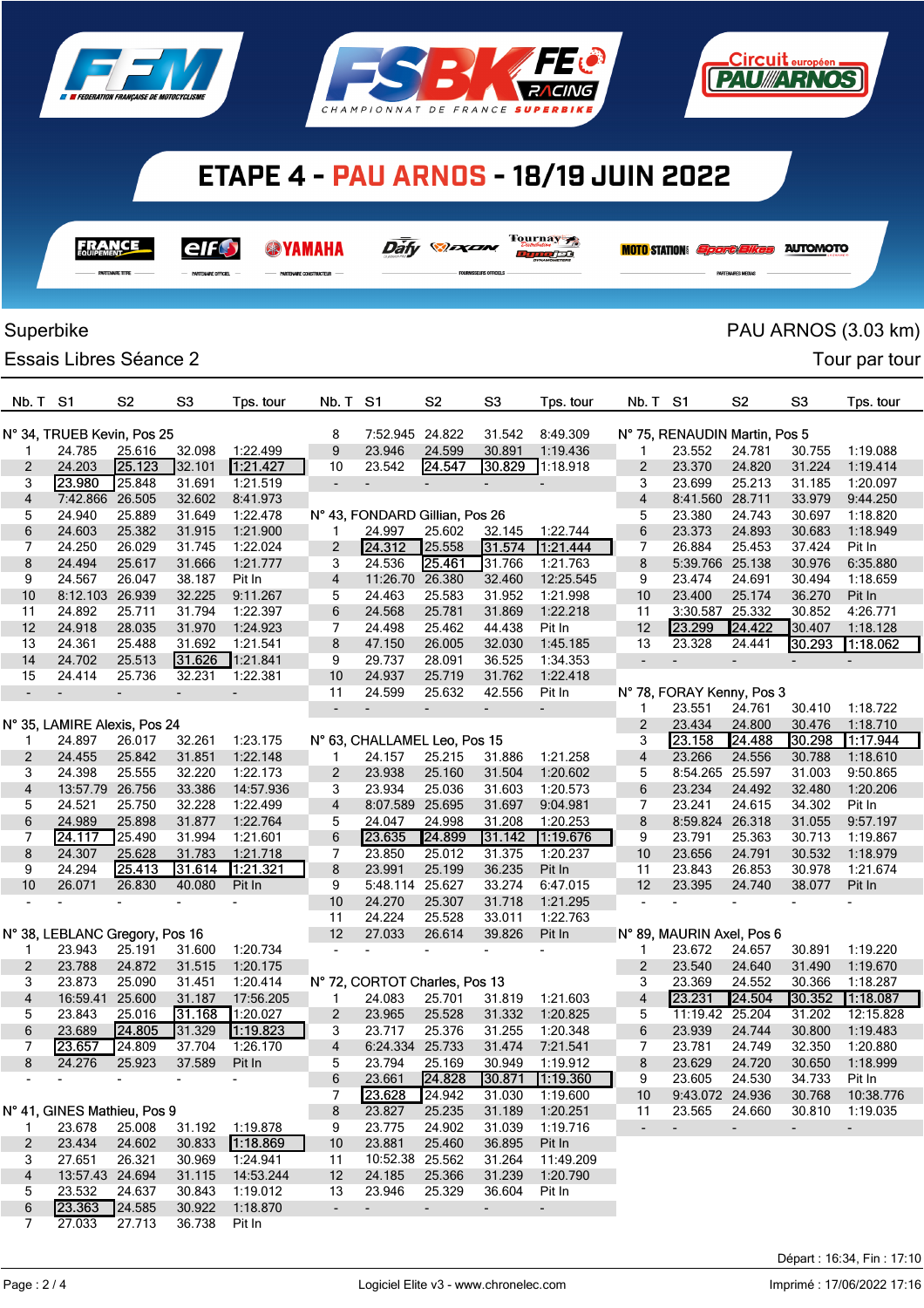# ETAPE 4 - PAU ARNOS - 18/19 JUIN 2022

Superbike — PAU ARNOS (3.03 km)

Essais Libres Séance 2 — Tour par tour

## N° 34, TRUEB Kevin, Pos 25

| Nb. T | S1 | S2 | S3 | Tps. tour |
|---|---|---|---|---|
| 1 | 24.785 | 25.616 | 32.098 | 1:22.499 |
| 2 | 24.203 | 25.123 | 32.101 | 1:21.427 |
| 3 | 23.980 | 25.848 | 31.691 | 1:21.519 |
| 4 | 7:42.866 | 26.505 | 32.602 | 8:41.973 |
| 5 | 24.940 | 25.889 | 31.649 | 1:22.478 |
| 6 | 24.603 | 25.382 | 31.915 | 1:21.900 |
| 7 | 24.250 | 26.029 | 31.745 | 1:22.024 |
| 8 | 24.494 | 25.617 | 31.666 | 1:21.777 |
| 9 | 24.567 | 26.047 | 38.187 | Pit In |
| 10 | 8:12.103 | 26.793 | 32.225 | 9:11.267 |
| 11 | 24.892 | 25.711 | 31.794 | 1:22.397 |
| 12 | 24.918 | 28.035 | 31.970 | 1:24.923 |
| 13 | 24.361 | 25.488 | 31.692 | 1:21.541 |
| 14 | 24.702 | 25.513 | 31.626 | 1:21.841 |
| 15 | 24.414 | 25.736 | 32.231 | 1:22.381 |
| - | - | - | - | - |

## N° 35, LAMIRE Alexis, Pos 24

| Nb. T | S1 | S2 | S3 | Tps. tour |
|---|---|---|---|---|
| 1 | 24.897 | 26.017 | 32.261 | 1:23.175 |
| 2 | 24.455 | 25.842 | 31.851 | 1:22.148 |
| 3 | 24.398 | 25.555 | 32.220 | 1:22.173 |
| 4 | 13:57.79 | 26.756 | 33.386 | 14:57.936 |
| 5 | 24.521 | 25.750 | 32.228 | 1:22.499 |
| 6 | 24.989 | 25.898 | 31.877 | 1:22.764 |
| 7 | 24.117 | 25.490 | 31.994 | 1:21.601 |
| 8 | 24.307 | 25.628 | 31.783 | 1:21.718 |
| 9 | 24.294 | 25.413 | 31.614 | 1:21.321 |
| 10 | 26.071 | 26.830 | 40.080 | Pit In |
| - | - | - | - | - |

## N° 38, LEBLANC Gregory, Pos 16

| Nb. T | S1 | S2 | S3 | Tps. tour |
|---|---|---|---|---|
| 1 | 23.943 | 25.191 | 31.600 | 1:20.734 |
| 2 | 23.788 | 24.872 | 31.515 | 1:20.175 |
| 3 | 23.873 | 25.090 | 31.451 | 1:20.414 |
| 4 | 16:59.41 | 25.600 | 31.187 | 17:56.205 |
| 5 | 23.843 | 25.016 | 31.168 | 1:20.027 |
| 6 | 23.689 | 24.805 | 31.329 | 1:19.823 |
| 7 | 23.657 | 24.809 | 37.704 | 1:26.170 |
| 8 | 24.276 | 25.923 | 37.589 | Pit In |
| - | - | - | - | - |

## N° 41, GINES Mathieu, Pos 9

| Nb. T | S1 | S2 | S3 | Tps. tour |
|---|---|---|---|---|
| 1 | 23.678 | 25.008 | 31.192 | 1:19.878 |
| 2 | 23.434 | 24.602 | 30.833 | 1:18.869 |
| 3 | 27.651 | 26.321 | 30.969 | 1:24.941 |
| 4 | 13:57.43 | 24.694 | 31.115 | 14:53.244 |
| 5 | 23.532 | 24.637 | 30.843 | 1:19.012 |
| 6 | 23.363 | 24.585 | 30.922 | 1:18.870 |
| 7 | 27.033 | 27.713 | 36.738 | Pit In |
| 8 | 7:52.945 | 24.822 | 31.542 | 8:49.309 |
| 9 | 23.946 | 24.599 | 30.891 | 1:19.436 |
| 10 | 23.542 | 24.547 | 30.829 | 1:18.918 |
| - | - | - | - | - |

## N° 43, FONDARD Gillian, Pos 26

| Nb. T | S1 | S2 | S3 | Tps. tour |
|---|---|---|---|---|
| 1 | 24.997 | 25.602 | 32.145 | 1:22.744 |
| 2 | 24.312 | 25.558 | 31.574 | 1:21.444 |
| 3 | 24.536 | 25.461 | 31.766 | 1:21.763 |
| 4 | 11:26.70 | 26.380 | 32.460 | 12:25.545 |
| 5 | 24.463 | 25.583 | 31.952 | 1:21.998 |
| 6 | 24.568 | 25.781 | 31.869 | 1:22.218 |
| 7 | 24.498 | 25.462 | 44.438 | Pit In |
| 8 | 47.150 | 26.005 | 32.030 | 1:45.185 |
| 9 | 29.737 | 28.091 | 36.525 | 1:34.353 |
| 10 | 24.937 | 25.719 | 31.762 | 1:22.418 |
| 11 | 24.599 | 25.632 | 42.556 | Pit In |
| - | - | - | - | - |

## N° 63, CHALLAMEL Leo, Pos 15

| Nb. T | S1 | S2 | S3 | Tps. tour |
|---|---|---|---|---|
| 1 | 24.157 | 25.215 | 31.886 | 1:21.258 |
| 2 | 23.938 | 25.160 | 31.504 | 1:20.602 |
| 3 | 23.934 | 25.036 | 31.603 | 1:20.573 |
| 4 | 8:07.589 | 25.695 | 31.697 | 9:04.981 |
| 5 | 24.047 | 24.998 | 31.208 | 1:20.253 |
| 6 | 23.635 | 24.899 | 31.142 | 1:19.676 |
| 7 | 23.850 | 25.012 | 31.375 | 1:20.237 |
| 8 | 23.991 | 25.199 | 36.235 | Pit In |
| 9 | 5:48.114 | 25.627 | 33.274 | 6:47.015 |
| 10 | 24.270 | 25.307 | 31.718 | 1:21.295 |
| 11 | 24.224 | 25.528 | 33.011 | 1:22.763 |
| 12 | 27.033 | 26.614 | 39.826 | Pit In |
| - | - | - | - | - |

## N° 72, CORTOT Charles, Pos 13

| Nb. T | S1 | S2 | S3 | Tps. tour |
|---|---|---|---|---|
| 1 | 24.083 | 25.701 | 31.819 | 1:21.603 |
| 2 | 23.965 | 25.528 | 31.332 | 1:20.825 |
| 3 | 23.717 | 25.376 | 31.255 | 1:20.348 |
| 4 | 6:24.334 | 25.733 | 31.474 | 7:21.541 |
| 5 | 23.794 | 25.169 | 30.949 | 1:19.912 |
| 6 | 23.661 | 24.828 | 30.871 | 1:19.360 |
| 7 | 23.628 | 24.942 | 31.030 | 1:19.600 |
| 8 | 23.827 | 25.235 | 31.189 | 1:20.251 |
| 9 | 23.775 | 24.902 | 31.039 | 1:19.716 |
| 10 | 23.881 | 25.460 | 36.895 | Pit In |
| 11 | 10:52.38 | 25.562 | 31.264 | 11:49.209 |
| 12 | 24.185 | 25.366 | 31.239 | 1:20.790 |
| 13 | 23.946 | 25.329 | 36.604 | Pit In |
| - | - | - | - | - |

## N° 75, RENAUDIN Martin, Pos 5

| Nb. T | S1 | S2 | S3 | Tps. tour |
|---|---|---|---|---|
| 1 | 23.552 | 24.781 | 30.755 | 1:19.088 |
| 2 | 23.370 | 24.820 | 31.224 | 1:19.414 |
| 3 | 23.699 | 25.213 | 31.185 | 1:20.097 |
| 4 | 8:41.560 | 28.711 | 33.979 | 9:44.250 |
| 5 | 23.380 | 24.743 | 30.697 | 1:18.820 |
| 6 | 23.373 | 24.893 | 30.683 | 1:18.949 |
| 7 | 26.884 | 25.453 | 37.424 | Pit In |
| 8 | 5:39.766 | 25.138 | 30.976 | 6:35.880 |
| 9 | 23.474 | 24.691 | 30.494 | 1:18.659 |
| 10 | 23.400 | 25.174 | 36.270 | Pit In |
| 11 | 3:30.587 | 25.332 | 30.852 | 4:26.771 |
| 12 | 23.299 | 24.422 | 30.407 | 1:18.128 |
| 13 | 23.328 | 24.441 | 30.293 | 1:18.062 |
| - | - | - | - | - |

## N° 78, FORAY Kenny, Pos 3

| Nb. T | S1 | S2 | S3 | Tps. tour |
|---|---|---|---|---|
| 1 | 23.551 | 24.761 | 30.410 | 1:18.722 |
| 2 | 23.434 | 24.800 | 30.476 | 1:18.710 |
| 3 | 23.158 | 24.488 | 30.298 | 1:17.944 |
| 4 | 23.266 | 24.556 | 30.788 | 1:18.610 |
| 5 | 8:54.265 | 25.597 | 31.003 | 9:50.865 |
| 6 | 23.234 | 24.492 | 32.480 | 1:20.206 |
| 7 | 23.241 | 24.615 | 34.302 | Pit In |
| 8 | 8:59.824 | 26.318 | 31.055 | 9:57.197 |
| 9 | 23.791 | 25.363 | 30.713 | 1:19.867 |
| 10 | 23.656 | 24.791 | 30.532 | 1:18.979 |
| 11 | 23.843 | 26.853 | 30.978 | 1:21.674 |
| 12 | 23.395 | 24.740 | 38.077 | Pit In |
| - | - | - | - | - |

## N° 89, MAURIN Axel, Pos 6

| Nb. T | S1 | S2 | S3 | Tps. tour |
|---|---|---|---|---|
| 1 | 23.672 | 24.657 | 30.891 | 1:19.220 |
| 2 | 23.540 | 24.640 | 31.490 | 1:19.670 |
| 3 | 23.369 | 24.552 | 30.366 | 1:18.287 |
| 4 | 23.231 | 24.504 | 30.352 | 1:18.087 |
| 5 | 11:19.42 | 25.204 | 31.202 | 12:15.828 |
| 6 | 23.939 | 24.744 | 30.800 | 1:19.483 |
| 7 | 23.781 | 24.749 | 32.350 | 1:20.880 |
| 8 | 23.629 | 24.720 | 30.650 | 1:18.999 |
| 9 | 23.605 | 24.530 | 34.733 | Pit In |
| 10 | 9:43.072 | 24.936 | 30.768 | 10:38.776 |
| 11 | 23.565 | 24.660 | 30.810 | 1:19.035 |
| - | - | - | - | - |

Départ : 16:34, Fin : 17:10

Logiciel Elite v3 - www.chronelec.com

Imprimé : 17/06/2022 17:16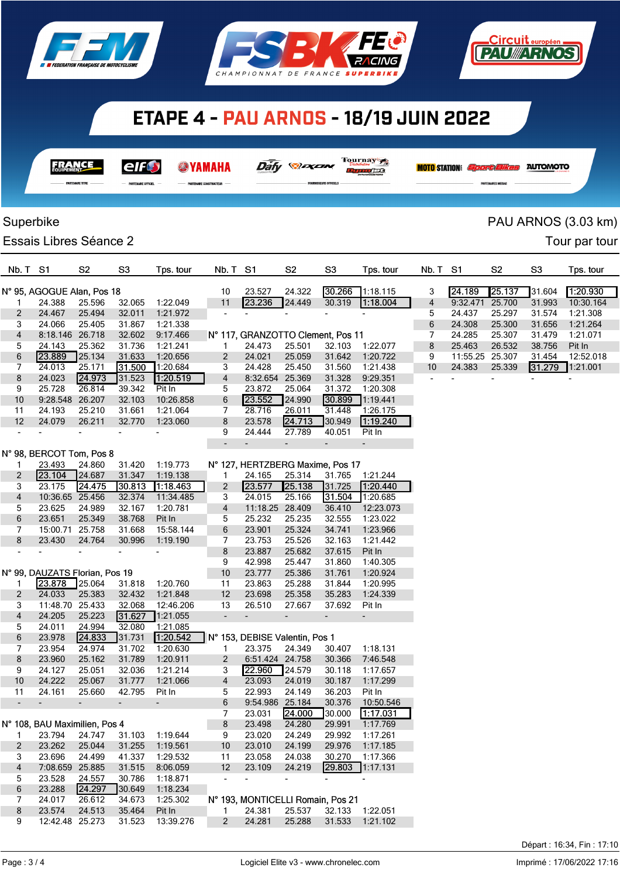# ETAPE 4 - PAU ARNOS - 18/19 JUIN 2022

Superbike — PAU ARNOS (3.03 km)

Essais Libres Séance 2 — Tour par tour

## N° 95, AGOGUE Alan, Pos 18

| Nb. T | S1 | S2 | S3 | Tps. tour |
|---|---|---|---|---|
| 1 | 24.388 | 25.596 | 32.065 | 1:22.049 |
| 2 | 24.467 | 25.494 | 32.011 | 1:21.972 |
| 3 | 24.066 | 25.405 | 31.867 | 1:21.338 |
| 4 | 8:18.146 | 26.718 | 32.602 | 9:17.466 |
| 5 | 24.143 | 25.362 | 31.736 | 1:21.241 |
| 6 | 23.889 | 25.134 | 31.633 | 1:20.656 |
| 7 | 24.013 | 25.171 | 31.500 | 1:20.684 |
| 8 | 24.023 | 24.973 | 31.523 | 1:20.519 |
| 9 | 25.728 | 26.814 | 39.342 | Pit In |
| 10 | 9:28.548 | 26.207 | 32.103 | 10:26.858 |
| 11 | 24.193 | 25.210 | 31.661 | 1:21.064 |
| 12 | 24.079 | 26.211 | 32.770 | 1:23.060 |
| - | - | - | - | - |

## N° 98, BERCOT Tom, Pos 8

| Nb. T | S1 | S2 | S3 | Tps. tour |
|---|---|---|---|---|
| 1 | 23.493 | 24.860 | 31.420 | 1:19.773 |
| 2 | 23.104 | 24.687 | 31.347 | 1:19.138 |
| 3 | 23.175 | 24.475 | 30.813 | 1:18.463 |
| 4 | 10:36.65 | 25.456 | 32.374 | 11:34.485 |
| 5 | 23.625 | 24.989 | 32.167 | 1:20.781 |
| 6 | 23.651 | 25.349 | 38.768 | Pit In |
| 7 | 15:00.71 | 25.758 | 31.668 | 15:58.144 |
| 8 | 23.430 | 24.764 | 30.996 | 1:19.190 |
| - | - | - | - | - |

## N° 99, DAUZATS Florian, Pos 19

| Nb. T | S1 | S2 | S3 | Tps. tour |
|---|---|---|---|---|
| 1 | 23.878 | 25.064 | 31.818 | 1:20.760 |
| 2 | 24.033 | 25.383 | 32.432 | 1:21.848 |
| 3 | 11:48.70 | 25.433 | 32.068 | 12:46.206 |
| 4 | 24.205 | 25.223 | 31.627 | 1:21.055 |
| 5 | 24.011 | 24.994 | 32.080 | 1:21.085 |
| 6 | 23.978 | 24.833 | 31.731 | 1:20.542 |
| 7 | 23.954 | 24.974 | 31.702 | 1:20.630 |
| 8 | 23.960 | 25.162 | 31.789 | 1:20.911 |
| 9 | 24.127 | 25.051 | 32.036 | 1:21.214 |
| 10 | 24.222 | 25.067 | 31.777 | 1:21.066 |
| 11 | 24.161 | 25.660 | 42.795 | Pit In |
| - | - | - | - | - |

## N° 108, BAU Maximilien, Pos 4

| Nb. T | S1 | S2 | S3 | Tps. tour |
|---|---|---|---|---|
| 1 | 23.794 | 24.747 | 31.103 | 1:19.644 |
| 2 | 23.262 | 25.044 | 31.255 | 1:19.561 |
| 3 | 23.696 | 24.499 | 41.337 | 1:29.532 |
| 4 | 7:08.659 | 25.885 | 31.515 | 8:06.059 |
| 5 | 23.528 | 24.557 | 30.786 | 1:18.871 |
| 6 | 23.288 | 24.297 | 30.649 | 1:18.234 |
| 7 | 24.017 | 26.612 | 34.673 | 1:25.302 |
| 8 | 23.574 | 24.513 | 35.464 | Pit In |
| 9 | 12:42.48 | 25.273 | 31.523 | 13:39.276 |
| 10 | 23.527 | 24.322 | 30.266 | 1:18.115 |
| 11 | 23.236 | 24.449 | 30.319 | 1:18.004 |
| - | - | - | - | - |

## N° 117, GRANZOTTO Clement, Pos 11

| Nb. T | S1 | S2 | S3 | Tps. tour |
|---|---|---|---|---|
| 1 | 24.473 | 25.501 | 32.103 | 1:22.077 |
| 2 | 24.021 | 25.059 | 31.642 | 1:20.722 |
| 3 | 24.428 | 25.450 | 31.560 | 1:21.438 |
| 4 | 8:32.654 | 25.369 | 31.328 | 9:29.351 |
| 5 | 23.872 | 25.064 | 31.372 | 1:20.308 |
| 6 | 23.552 | 24.990 | 30.899 | 1:19.441 |
| 7 | 28.716 | 26.011 | 31.448 | 1:26.175 |
| 8 | 23.578 | 24.713 | 30.949 | 1:19.240 |
| 9 | 24.444 | 27.789 | 40.051 | Pit In |
| - | - | - | - | - |

## N° 127, HERTZBERG Maxime, Pos 17

| Nb. T | S1 | S2 | S3 | Tps. tour |
|---|---|---|---|---|
| 1 | 24.165 | 25.314 | 31.765 | 1:21.244 |
| 2 | 23.577 | 25.138 | 31.725 | 1:20.440 |
| 3 | 24.015 | 25.166 | 31.504 | 1:20.685 |
| 4 | 11:18.25 | 28.409 | 36.410 | 12:23.073 |
| 5 | 25.232 | 25.235 | 32.555 | 1:23.022 |
| 6 | 23.901 | 25.324 | 34.741 | 1:23.966 |
| 7 | 23.753 | 25.526 | 32.163 | 1:21.442 |
| 8 | 23.887 | 25.682 | 37.615 | Pit In |
| 9 | 42.998 | 25.447 | 31.860 | 1:40.305 |
| 10 | 23.777 | 25.386 | 31.761 | 1:20.924 |
| 11 | 23.863 | 25.288 | 31.844 | 1:20.995 |
| 12 | 23.698 | 25.358 | 35.283 | 1:24.339 |
| 13 | 26.510 | 27.667 | 37.692 | Pit In |
| - | - | - | - | - |

## N° 153, DEBISE Valentin, Pos 1

| Nb. T | S1 | S2 | S3 | Tps. tour |
|---|---|---|---|---|
| 1 | 23.375 | 24.349 | 30.407 | 1:18.131 |
| 2 | 6:51.424 | 24.758 | 30.366 | 7:46.548 |
| 3 | 22.960 | 24.579 | 30.118 | 1:17.657 |
| 4 | 23.093 | 24.019 | 30.187 | 1:17.299 |
| 5 | 22.993 | 24.149 | 36.203 | Pit In |
| 6 | 9:54.986 | 25.184 | 30.376 | 10:50.546 |
| 7 | 23.031 | 24.000 | 30.000 | 1:17.031 |
| 8 | 23.498 | 24.280 | 29.991 | 1:17.769 |
| 9 | 23.020 | 24.249 | 29.992 | 1:17.261 |
| 10 | 23.010 | 24.199 | 29.976 | 1:17.185 |
| 11 | 23.058 | 24.038 | 30.270 | 1:17.366 |
| 12 | 23.109 | 24.219 | 29.803 | 1:17.131 |
| - | - | - | - | - |

## N° 193, MONTICELLI Romain, Pos 21

| Nb. T | S1 | S2 | S3 | Tps. tour |
|---|---|---|---|---|
| 1 | 24.381 | 25.537 | 32.133 | 1:22.051 |
| 2 | 24.281 | 25.288 | 31.533 | 1:21.102 |
| 3 | 24.189 | 25.137 | 31.604 | 1:20.930 |
| 4 | 9:32.471 | 25.700 | 31.993 | 10:30.164 |
| 5 | 24.437 | 25.297 | 31.574 | 1:21.308 |
| 6 | 24.308 | 25.300 | 31.656 | 1:21.264 |
| 7 | 24.285 | 25.307 | 31.479 | 1:21.071 |
| 8 | 25.463 | 26.532 | 38.756 | Pit In |
| 9 | 11:55.25 | 25.307 | 31.454 | 12:52.018 |
| 10 | 24.383 | 25.339 | 31.279 | 1:21.001 |
| - | - | - | - | - |

Départ : 16:34, Fin : 17:10

Logiciel Elite v3 - www.chronelec.com — Imprimé : 17/06/2022 17:16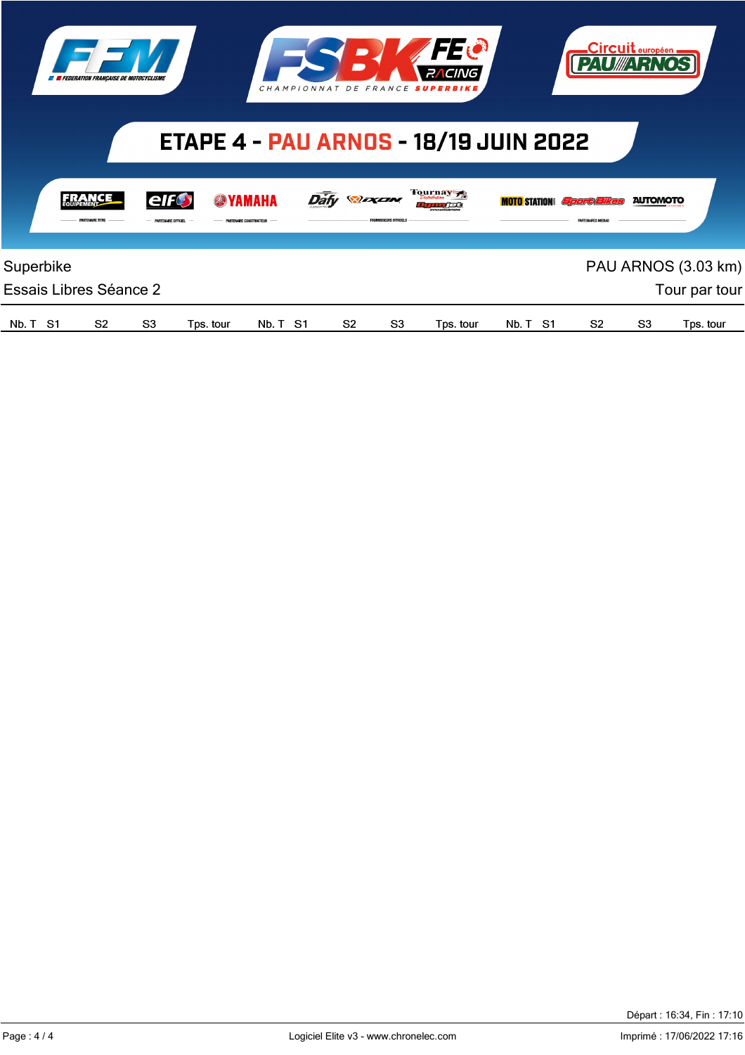# ETAPE 4 - PAU ARNOS - 18/19 JUIN 2022

Superbike — PAU ARNOS (3.03 km)

Essais Libres Séance 2 — Tour par tour

| Nb. T | S1 | S2 | S3 | Tps. tour | Nb. T | S1 | S2 | S3 | Tps. tour | Nb. T | S1 | S2 | S3 | Tps. tour |
|---|---|---|---|---|---|---|---|---|---|---|---|---|---|---|

Départ : 16:34, Fin : 17:10

Logiciel Elite v3 - www.chronelec.com

Imprimé : 17/06/2022 17:16